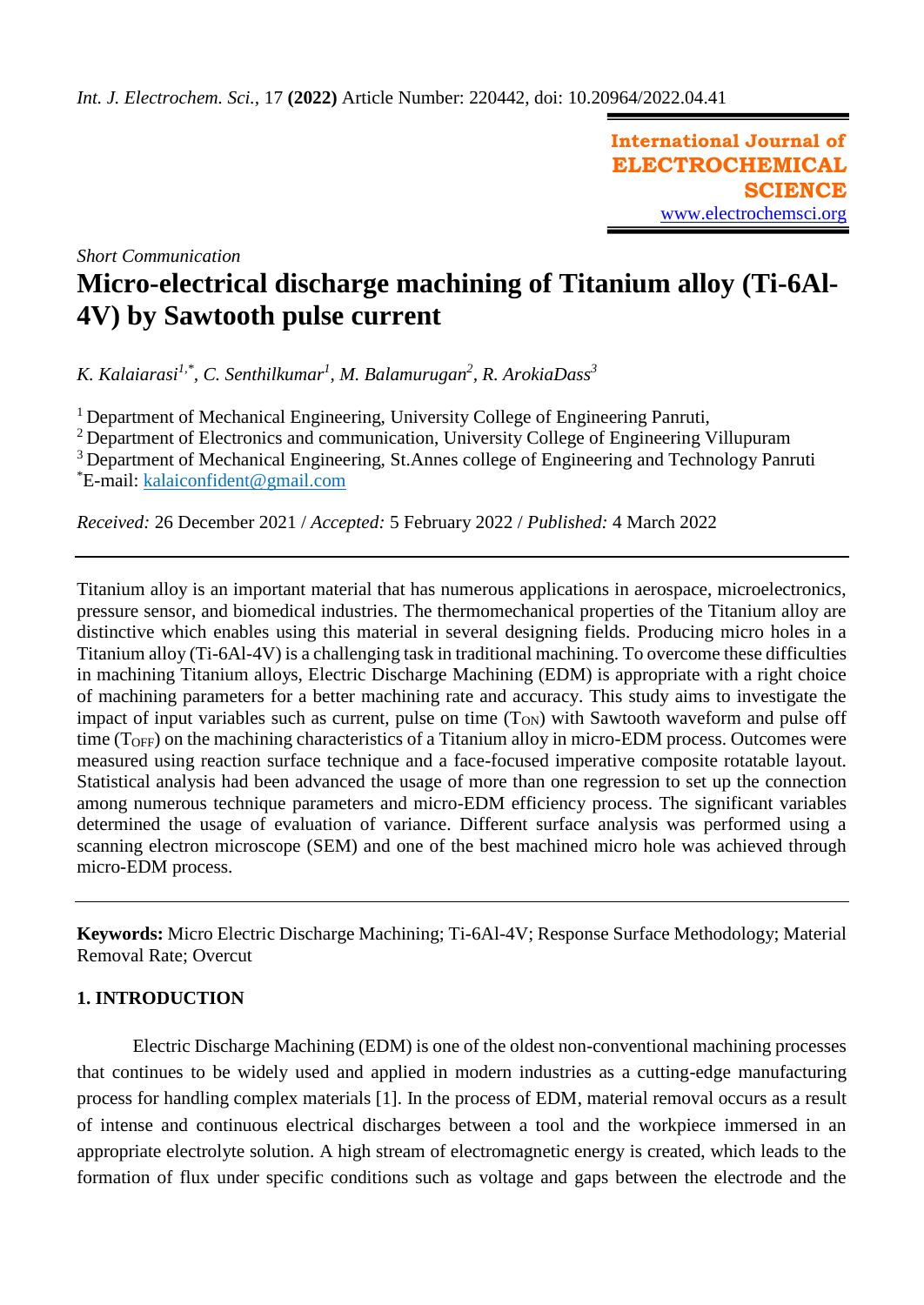*Int. J. Electrochem. Sci.*, 17 **(2022)** Article Number: 220442, doi: 10.20964/2022.04.41

**International Journal of ELECTROCHEMICAL SCIENCE**
www.electrochemsci.org

*Short Communication*

# Micro-electrical discharge machining of Titanium alloy (Ti-6Al-4V) by Sawtooth pulse current

*K. Kalaiarasi*[1,*], *C. Senthilkumar*[1], *M. Balamurugan*[2], *R. ArokiaDass*[3]

[1] Department of Mechanical Engineering, University College of Engineering Panruti,
[2] Department of Electronics and communication, University College of Engineering Villupuram
[3] Department of Mechanical Engineering, St.Annes college of Engineering and Technology Panruti
[*]E-mail: kalaiconfident@gmail.com

*Received:* 26 December 2021 / *Accepted:* 5 February 2022 / *Published:* 4 March 2022

---

Titanium alloy is an important material that has numerous applications in aerospace, microelectronics, pressure sensor, and biomedical industries. The thermomechanical properties of the Titanium alloy are distinctive which enables using this material in several designing fields. Producing micro holes in a Titanium alloy (Ti-6Al-4V) is a challenging task in traditional machining. To overcome these difficulties in machining Titanium alloys, Electric Discharge Machining (EDM) is appropriate with a right choice of machining parameters for a better machining rate and accuracy. This study aims to investigate the impact of input variables such as current, pulse on time ($T_{ON}$) with Sawtooth waveform and pulse off time ($T_{OFF}$) on the machining characteristics of a Titanium alloy in micro-EDM process. Outcomes were measured using reaction surface technique and a face-focused imperative composite rotatable layout. Statistical analysis had been advanced the usage of more than one regression to set up the connection among numerous technique parameters and micro-EDM efficiency process. The significant variables determined the usage of evaluation of variance. Different surface analysis was performed using a scanning electron microscope (SEM) and one of the best machined micro hole was achieved through micro-EDM process.

---

**Keywords:** Micro Electric Discharge Machining; Ti-6Al-4V; Response Surface Methodology; Material Removal Rate; Overcut

## 1. INTRODUCTION

Electric Discharge Machining (EDM) is one of the oldest non-conventional machining processes that continues to be widely used and applied in modern industries as a cutting-edge manufacturing process for handling complex materials [1]. In the process of EDM, material removal occurs as a result of intense and continuous electrical discharges between a tool and the workpiece immersed in an appropriate electrolyte solution. A high stream of electromagnetic energy is created, which leads to the formation of flux under specific conditions such as voltage and gaps between the electrode and the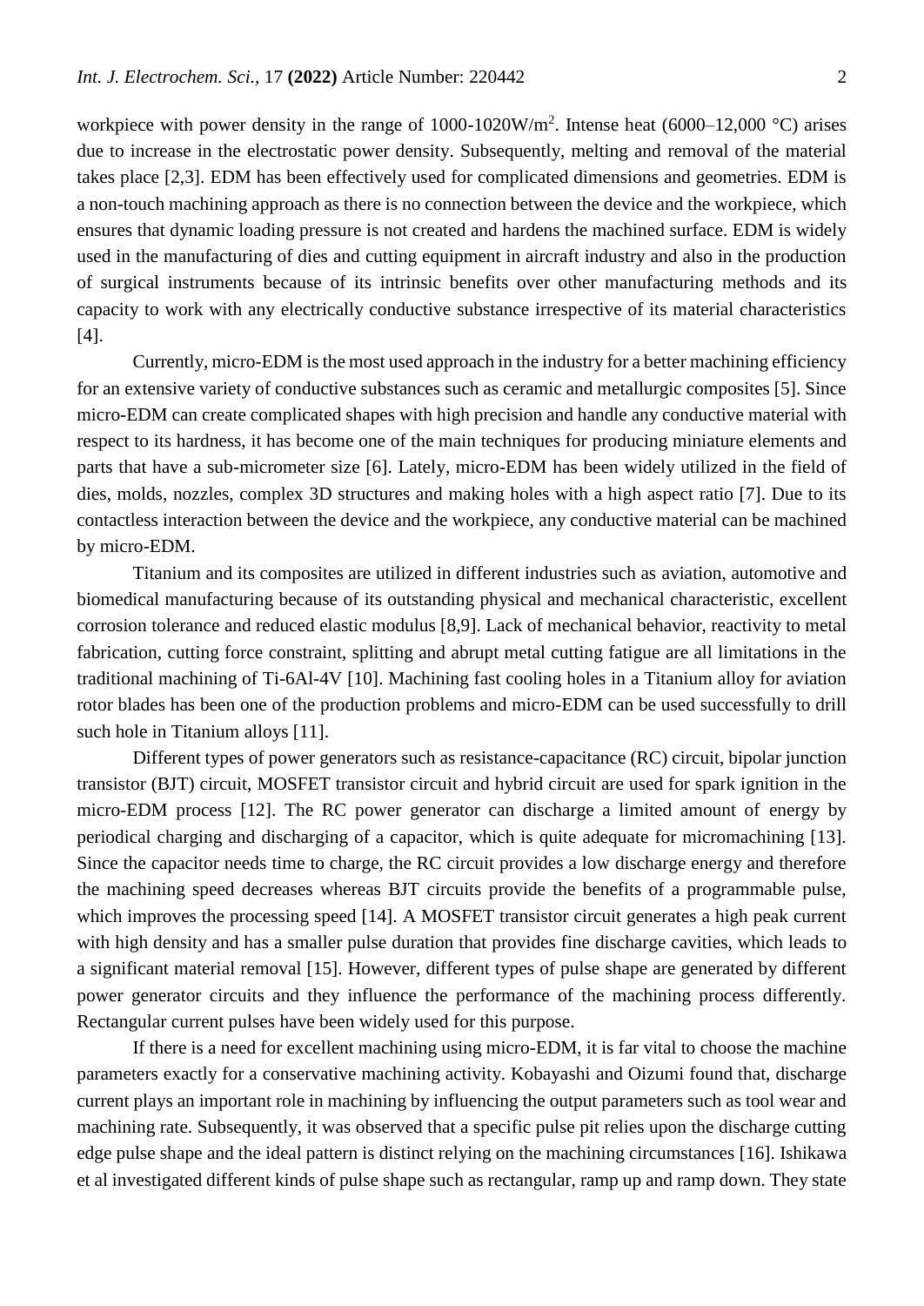workpiece with power density in the range of 1000-1020W/m$^2$. Intense heat (6000–12,000 °C) arises due to increase in the electrostatic power density. Subsequently, melting and removal of the material takes place [2,3]. EDM has been effectively used for complicated dimensions and geometries. EDM is a non-touch machining approach as there is no connection between the device and the workpiece, which ensures that dynamic loading pressure is not created and hardens the machined surface. EDM is widely used in the manufacturing of dies and cutting equipment in aircraft industry and also in the production of surgical instruments because of its intrinsic benefits over other manufacturing methods and its capacity to work with any electrically conductive substance irrespective of its material characteristics [4].

Currently, micro-EDM is the most used approach in the industry for a better machining efficiency for an extensive variety of conductive substances such as ceramic and metallurgic composites [5]. Since micro-EDM can create complicated shapes with high precision and handle any conductive material with respect to its hardness, it has become one of the main techniques for producing miniature elements and parts that have a sub-micrometer size [6]. Lately, micro-EDM has been widely utilized in the field of dies, molds, nozzles, complex 3D structures and making holes with a high aspect ratio [7]. Due to its contactless interaction between the device and the workpiece, any conductive material can be machined by micro-EDM.

Titanium and its composites are utilized in different industries such as aviation, automotive and biomedical manufacturing because of its outstanding physical and mechanical characteristic, excellent corrosion tolerance and reduced elastic modulus [8,9]. Lack of mechanical behavior, reactivity to metal fabrication, cutting force constraint, splitting and abrupt metal cutting fatigue are all limitations in the traditional machining of Ti-6Al-4V [10]. Machining fast cooling holes in a Titanium alloy for aviation rotor blades has been one of the production problems and micro-EDM can be used successfully to drill such hole in Titanium alloys [11].

Different types of power generators such as resistance-capacitance (RC) circuit, bipolar junction transistor (BJT) circuit, MOSFET transistor circuit and hybrid circuit are used for spark ignition in the micro-EDM process [12]. The RC power generator can discharge a limited amount of energy by periodical charging and discharging of a capacitor, which is quite adequate for micromachining [13]. Since the capacitor needs time to charge, the RC circuit provides a low discharge energy and therefore the machining speed decreases whereas BJT circuits provide the benefits of a programmable pulse, which improves the processing speed [14]. A MOSFET transistor circuit generates a high peak current with high density and has a smaller pulse duration that provides fine discharge cavities, which leads to a significant material removal [15]. However, different types of pulse shape are generated by different power generator circuits and they influence the performance of the machining process differently. Rectangular current pulses have been widely used for this purpose.

If there is a need for excellent machining using micro-EDM, it is far vital to choose the machine parameters exactly for a conservative machining activity. Kobayashi and Oizumi found that, discharge current plays an important role in machining by influencing the output parameters such as tool wear and machining rate. Subsequently, it was observed that a specific pulse pit relies upon the discharge cutting edge pulse shape and the ideal pattern is distinct relying on the machining circumstances [16]. Ishikawa et al investigated different kinds of pulse shape such as rectangular, ramp up and ramp down. They state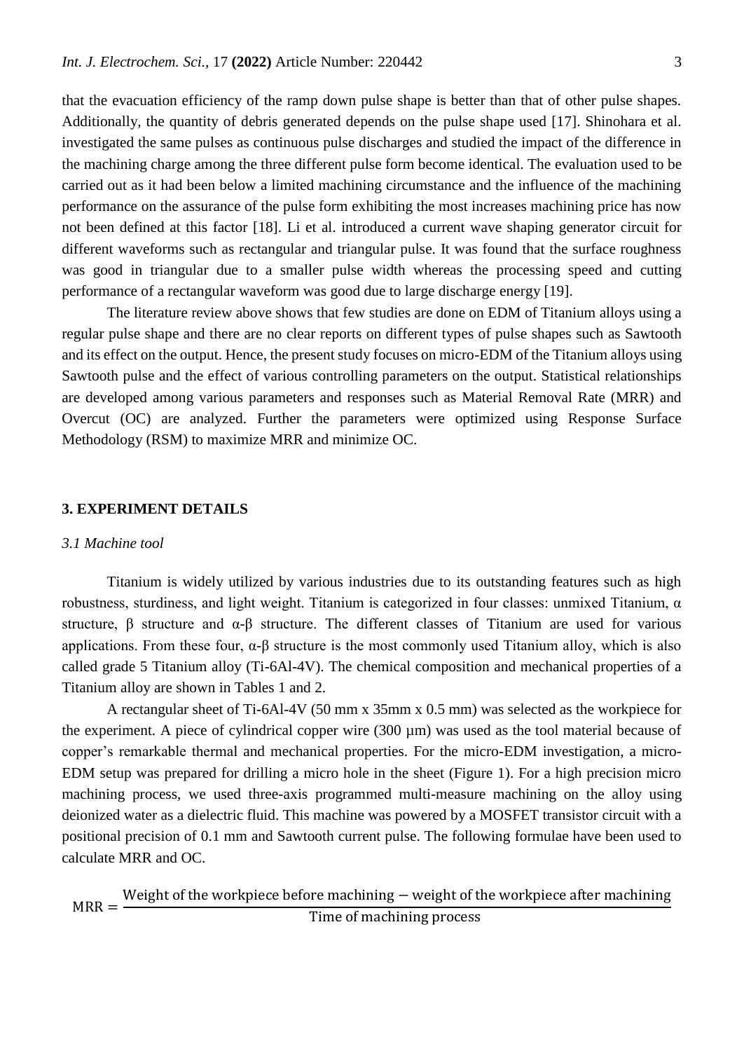that the evacuation efficiency of the ramp down pulse shape is better than that of other pulse shapes. Additionally, the quantity of debris generated depends on the pulse shape used [17]. Shinohara et al. investigated the same pulses as continuous pulse discharges and studied the impact of the difference in the machining charge among the three different pulse form become identical. The evaluation used to be carried out as it had been below a limited machining circumstance and the influence of the machining performance on the assurance of the pulse form exhibiting the most increases machining price has now not been defined at this factor [18]. Li et al. introduced a current wave shaping generator circuit for different waveforms such as rectangular and triangular pulse. It was found that the surface roughness was good in triangular due to a smaller pulse width whereas the processing speed and cutting performance of a rectangular waveform was good due to large discharge energy [19].

The literature review above shows that few studies are done on EDM of Titanium alloys using a regular pulse shape and there are no clear reports on different types of pulse shapes such as Sawtooth and its effect on the output. Hence, the present study focuses on micro-EDM of the Titanium alloys using Sawtooth pulse and the effect of various controlling parameters on the output. Statistical relationships are developed among various parameters and responses such as Material Removal Rate (MRR) and Overcut (OC) are analyzed. Further the parameters were optimized using Response Surface Methodology (RSM) to maximize MRR and minimize OC.

## 3. EXPERIMENT DETAILS

### *3.1 Machine tool*

Titanium is widely utilized by various industries due to its outstanding features such as high robustness, sturdiness, and light weight. Titanium is categorized in four classes: unmixed Titanium, α structure, β structure and α-β structure. The different classes of Titanium are used for various applications. From these four, α-β structure is the most commonly used Titanium alloy, which is also called grade 5 Titanium alloy (Ti-6Al-4V). The chemical composition and mechanical properties of a Titanium alloy are shown in Tables 1 and 2.

A rectangular sheet of Ti-6Al-4V (50 mm x 35mm x 0.5 mm) was selected as the workpiece for the experiment. A piece of cylindrical copper wire (300 µm) was used as the tool material because of copper's remarkable thermal and mechanical properties. For the micro-EDM investigation, a micro-EDM setup was prepared for drilling a micro hole in the sheet (Figure 1). For a high precision micro machining process, we used three-axis programmed multi-measure machining on the alloy using deionized water as a dielectric fluid. This machine was powered by a MOSFET transistor circuit with a positional precision of 0.1 mm and Sawtooth current pulse. The following formulae have been used to calculate MRR and OC.

$$\text{MRR} = \frac{\text{Weight of the workpiece before machining} - \text{weight of the workpiece after machining}}{\text{Time of machining process}}$$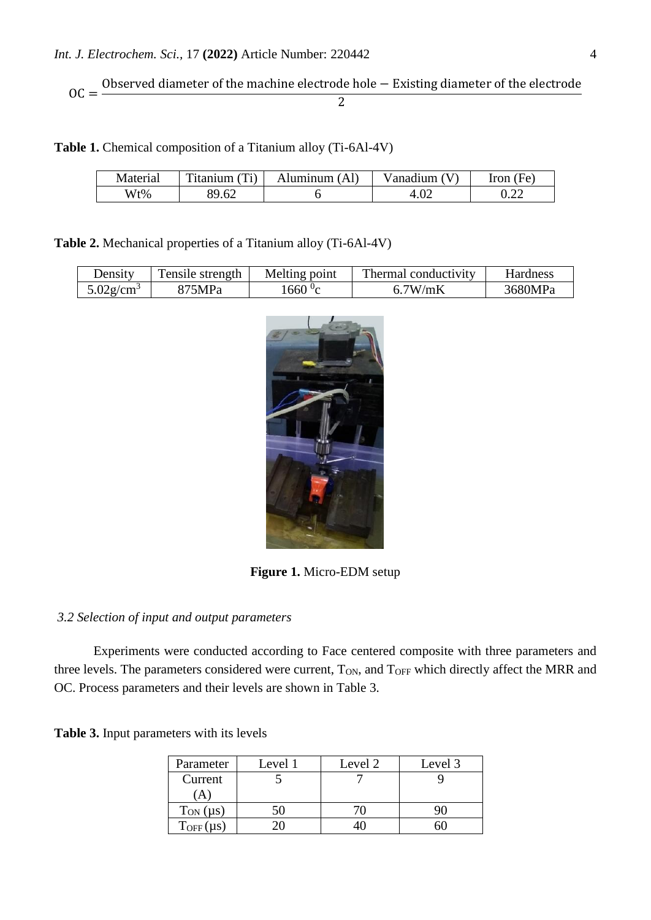$$OC = \frac{\text{Observed diameter of the machine electrode hole} - \text{Existing diameter of the electrode}}{2}$$

**Table 1.** Chemical composition of a Titanium alloy (Ti-6Al-4V)

| Material | Titanium (Ti) | Aluminum (Al) | Vanadium (V) | Iron (Fe) |
|---|---|---|---|---|
| Wt% | 89.62 | 6 | 4.02 | 0.22 |

**Table 2.** Mechanical properties of a Titanium alloy (Ti-6Al-4V)

| Density | Tensile strength | Melting point | Thermal conductivity | Hardness |
|---|---|---|---|---|
| 5.02g/cm$^3$ | 875MPa | 1660 $^0$c | 6.7W/mK | 3680MPa |

**Figure 1.** Micro-EDM setup

*3.2 Selection of input and output parameters*

Experiments were conducted according to Face centered composite with three parameters and three levels. The parameters considered were current, $T_{ON}$, and $T_{OFF}$ which directly affect the MRR and OC. Process parameters and their levels are shown in Table 3.

**Table 3.** Input parameters with its levels

| Parameter | Level 1 | Level 2 | Level 3 |
|---|---|---|---|
| Current (A) | 5 | 7 | 9 |
| $T_{ON}$ (μs) | 50 | 70 | 90 |
| $T_{OFF}$ (μs) | 20 | 40 | 60 |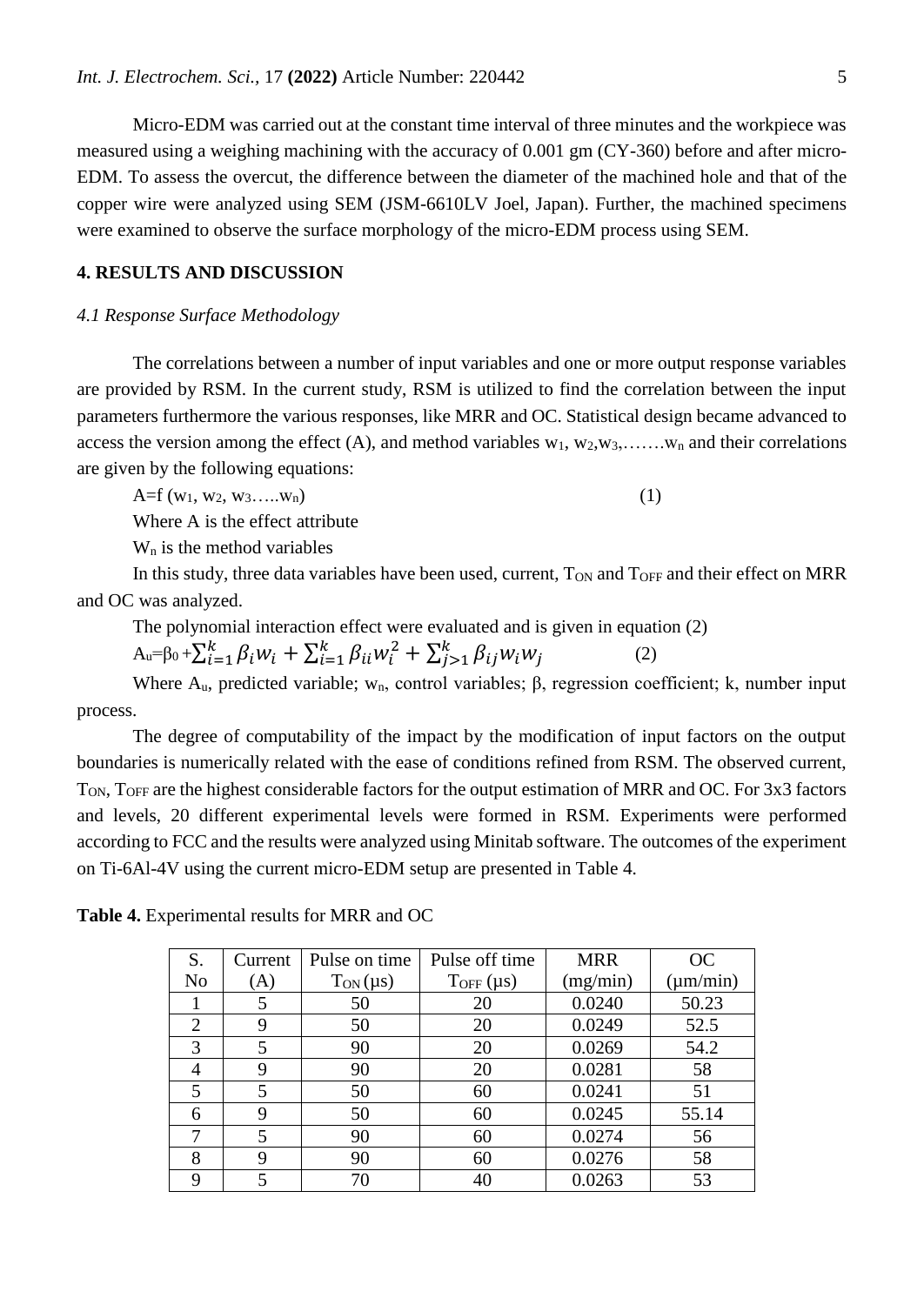Micro-EDM was carried out at the constant time interval of three minutes and the workpiece was measured using a weighing machining with the accuracy of 0.001 gm (CY-360) before and after micro-EDM. To assess the overcut, the difference between the diameter of the machined hole and that of the copper wire were analyzed using SEM (JSM-6610LV Joel, Japan). Further, the machined specimens were examined to observe the surface morphology of the micro-EDM process using SEM.

## 4. RESULTS AND DISCUSSION

### *4.1 Response Surface Methodology*

The correlations between a number of input variables and one or more output response variables are provided by RSM. In the current study, RSM is utilized to find the correlation between the input parameters furthermore the various responses, like MRR and OC. Statistical design became advanced to access the version among the effect (A), and method variables $w_1$, $w_2$,$w_3$,…….$w_n$ and their correlations are given by the following equations:

$$A=f\ (w_1,\ w_2,\ w_3\ldots\ldots w_n) \quad (1)$$

Where A is the effect attribute

$W_n$ is the method variables

In this study, three data variables have been used, current, $T_{ON}$ and $T_{OFF}$ and their effect on MRR and OC was analyzed.

The polynomial interaction effect were evaluated and is given in equation (2)

$$A_u=\beta_0+\sum_{i=1}^{k}\beta_i w_i+\sum_{i=1}^{k}\beta_{ii} w_i^2+\sum_{j>1}^{k}\beta_{ij} w_i w_j \quad (2)$$

Where $A_u$, predicted variable; $w_n$, control variables; β, regression coefficient; k, number input process.

The degree of computability of the impact by the modification of input factors on the output boundaries is numerically related with the ease of conditions refined from RSM. The observed current, $T_{ON}$, $T_{OFF}$ are the highest considerable factors for the output estimation of MRR and OC. For 3x3 factors and levels, 20 different experimental levels were formed in RSM. Experiments were performed according to FCC and the results were analyzed using Minitab software. The outcomes of the experiment on Ti-6Al-4V using the current micro-EDM setup are presented in Table 4.

**Table 4.** Experimental results for MRR and OC

| S. No | Current (A) | Pulse on time $T_{ON}$ (μs) | Pulse off time $T_{OFF}$ (μs) | MRR (mg/min) | OC (μm/min) |
|---|---|---|---|---|---|
| 1 | 5 | 50 | 20 | 0.0240 | 50.23 |
| 2 | 9 | 50 | 20 | 0.0249 | 52.5 |
| 3 | 5 | 90 | 20 | 0.0269 | 54.2 |
| 4 | 9 | 90 | 20 | 0.0281 | 58 |
| 5 | 5 | 50 | 60 | 0.0241 | 51 |
| 6 | 9 | 50 | 60 | 0.0245 | 55.14 |
| 7 | 5 | 90 | 60 | 0.0274 | 56 |
| 8 | 9 | 90 | 60 | 0.0276 | 58 |
| 9 | 5 | 70 | 40 | 0.0263 | 53 |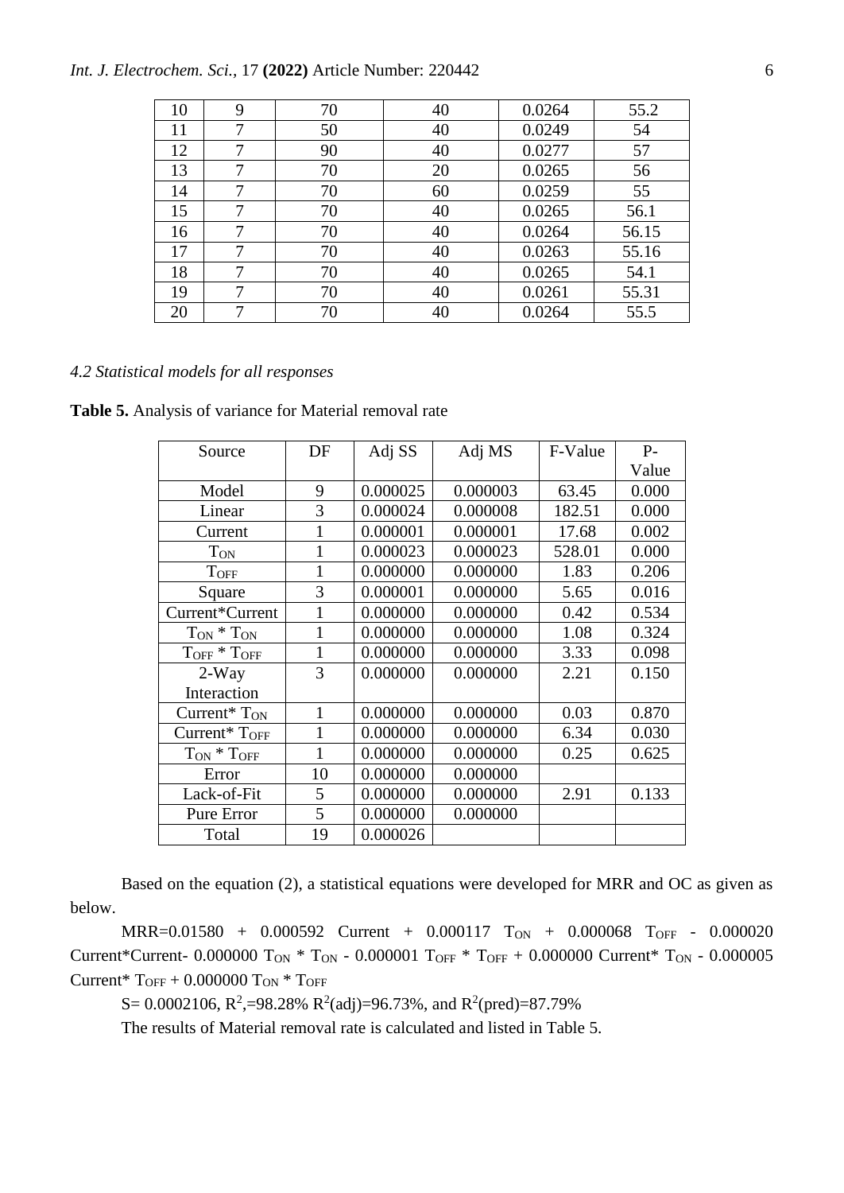| 10 | 9 | 70 | 40 | 0.0264 | 55.2 |
|---|---|---|---|---|---|
| 11 | 7 | 50 | 40 | 0.0249 | 54 |
| 12 | 7 | 90 | 40 | 0.0277 | 57 |
| 13 | 7 | 70 | 20 | 0.0265 | 56 |
| 14 | 7 | 70 | 60 | 0.0259 | 55 |
| 15 | 7 | 70 | 40 | 0.0265 | 56.1 |
| 16 | 7 | 70 | 40 | 0.0264 | 56.15 |
| 17 | 7 | 70 | 40 | 0.0263 | 55.16 |
| 18 | 7 | 70 | 40 | 0.0265 | 54.1 |
| 19 | 7 | 70 | 40 | 0.0261 | 55.31 |
| 20 | 7 | 70 | 40 | 0.0264 | 55.5 |

### *4.2 Statistical models for all responses*

**Table 5.** Analysis of variance for Material removal rate

| Source | DF | Adj SS | Adj MS | F-Value | P-Value |
|---|---|---|---|---|---|
| Model | 9 | 0.000025 | 0.000003 | 63.45 | 0.000 |
| Linear | 3 | 0.000024 | 0.000008 | 182.51 | 0.000 |
| Current | 1 | 0.000001 | 0.000001 | 17.68 | 0.002 |
| $T_{ON}$ | 1 | 0.000023 | 0.000023 | 528.01 | 0.000 |
| $T_{OFF}$ | 1 | 0.000000 | 0.000000 | 1.83 | 0.206 |
| Square | 3 | 0.000001 | 0.000000 | 5.65 | 0.016 |
| Current*Current | 1 | 0.000000 | 0.000000 | 0.42 | 0.534 |
| $T_{ON}$ * $T_{ON}$ | 1 | 0.000000 | 0.000000 | 1.08 | 0.324 |
| $T_{OFF}$ * $T_{OFF}$ | 1 | 0.000000 | 0.000000 | 3.33 | 0.098 |
| 2-Way Interaction | 3 | 0.000000 | 0.000000 | 2.21 | 0.150 |
| Current* $T_{ON}$ | 1 | 0.000000 | 0.000000 | 0.03 | 0.870 |
| Current* $T_{OFF}$ | 1 | 0.000000 | 0.000000 | 6.34 | 0.030 |
| $T_{ON}$ * $T_{OFF}$ | 1 | 0.000000 | 0.000000 | 0.25 | 0.625 |
| Error | 10 | 0.000000 | 0.000000 | | |
| Lack-of-Fit | 5 | 0.000000 | 0.000000 | 2.91 | 0.133 |
| Pure Error | 5 | 0.000000 | 0.000000 | | |
| Total | 19 | 0.000026 | | | |

Based on the equation (2), a statistical equations were developed for MRR and OC as given as below.

MRR=0.01580 + 0.000592 Current + 0.000117 $T_{ON}$ + 0.000068 $T_{OFF}$ - 0.000020 Current*Current- 0.000000 $T_{ON}$ * $T_{ON}$ - 0.000001 $T_{OFF}$ * $T_{OFF}$ + 0.000000 Current* $T_{ON}$ - 0.000005 Current* $T_{OFF}$ + 0.000000 $T_{ON}$ * $T_{OFF}$

S= 0.0002106, $R^2$,=98.28% $R^2$(adj)=96.73%, and $R^2$(pred)=87.79%

The results of Material removal rate is calculated and listed in Table 5.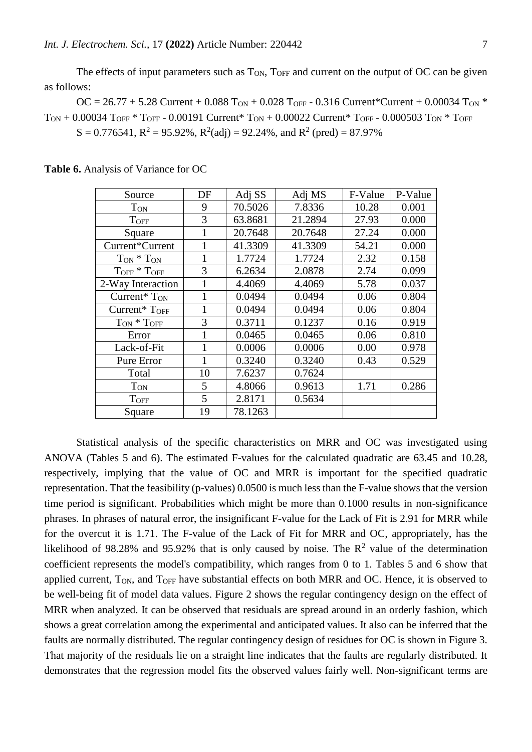The effects of input parameters such as $T_{ON}$, $T_{OFF}$ and current on the output of OC can be given as follows:

$$OC = 26.77 + 5.28 \text{ Current} + 0.088 \, T_{ON} + 0.028 \, T_{OFF} - 0.316 \text{ Current*Current} + 0.00034 \, T_{ON} * T_{ON} + 0.00034 \, T_{OFF} * T_{OFF} - 0.00191 \text{ Current*} \, T_{ON} + 0.00022 \text{ Current*} \, T_{OFF} - 0.000503 \, T_{ON} * T_{OFF}$$

$S = 0.776541$, $R^2 = 95.92\%$, $R^2(\text{adj}) = 92.24\%$, and $R^2$ (pred) = 87.97%

**Table 6.** Analysis of Variance for OC

| Source | DF | Adj SS | Adj MS | F-Value | P-Value |
|---|---|---|---|---|---|
| $T_{ON}$ | 9 | 70.5026 | 7.8336 | 10.28 | 0.001 |
| $T_{OFF}$ | 3 | 63.8681 | 21.2894 | 27.93 | 0.000 |
| Square | 1 | 20.7648 | 20.7648 | 27.24 | 0.000 |
| Current*Current | 1 | 41.3309 | 41.3309 | 54.21 | 0.000 |
| $T_{ON}$ * $T_{ON}$ | 1 | 1.7724 | 1.7724 | 2.32 | 0.158 |
| $T_{OFF}$ * $T_{OFF}$ | 3 | 6.2634 | 2.0878 | 2.74 | 0.099 |
| 2-Way Interaction | 1 | 4.4069 | 4.4069 | 5.78 | 0.037 |
| Current* $T_{ON}$ | 1 | 0.0494 | 0.0494 | 0.06 | 0.804 |
| Current* $T_{OFF}$ | 1 | 0.0494 | 0.0494 | 0.06 | 0.804 |
| $T_{ON}$ * $T_{OFF}$ | 3 | 0.3711 | 0.1237 | 0.16 | 0.919 |
| Error | 1 | 0.0465 | 0.0465 | 0.06 | 0.810 |
| Lack-of-Fit | 1 | 0.0006 | 0.0006 | 0.00 | 0.978 |
| Pure Error | 1 | 0.3240 | 0.3240 | 0.43 | 0.529 |
| Total | 10 | 7.6237 | 0.7624 | | |
| $T_{ON}$ | 5 | 4.8066 | 0.9613 | 1.71 | 0.286 |
| $T_{OFF}$ | 5 | 2.8171 | 0.5634 | | |
| Square | 19 | 78.1263 | | | |

Statistical analysis of the specific characteristics on MRR and OC was investigated using ANOVA (Tables 5 and 6). The estimated F-values for the calculated quadratic are 63.45 and 10.28, respectively, implying that the value of OC and MRR is important for the specified quadratic representation. That the feasibility (p-values) 0.0500 is much less than the F-value shows that the version time period is significant. Probabilities which might be more than 0.1000 results in non-significance phrases. In phrases of natural error, the insignificant F-value for the Lack of Fit is 2.91 for MRR while for the overcut it is 1.71. The F-value of the Lack of Fit for MRR and OC, appropriately, has the likelihood of 98.28% and 95.92% that is only caused by noise. The $R^2$ value of the determination coefficient represents the model's compatibility, which ranges from 0 to 1. Tables 5 and 6 show that applied current, $T_{ON}$, and $T_{OFF}$ have substantial effects on both MRR and OC. Hence, it is observed to be well-being fit of model data values. Figure 2 shows the regular contingency design on the effect of MRR when analyzed. It can be observed that residuals are spread around in an orderly fashion, which shows a great correlation among the experimental and anticipated values. It also can be inferred that the faults are normally distributed. The regular contingency design of residues for OC is shown in Figure 3. That majority of the residuals lie on a straight line indicates that the faults are regularly distributed. It demonstrates that the regression model fits the observed values fairly well. Non-significant terms are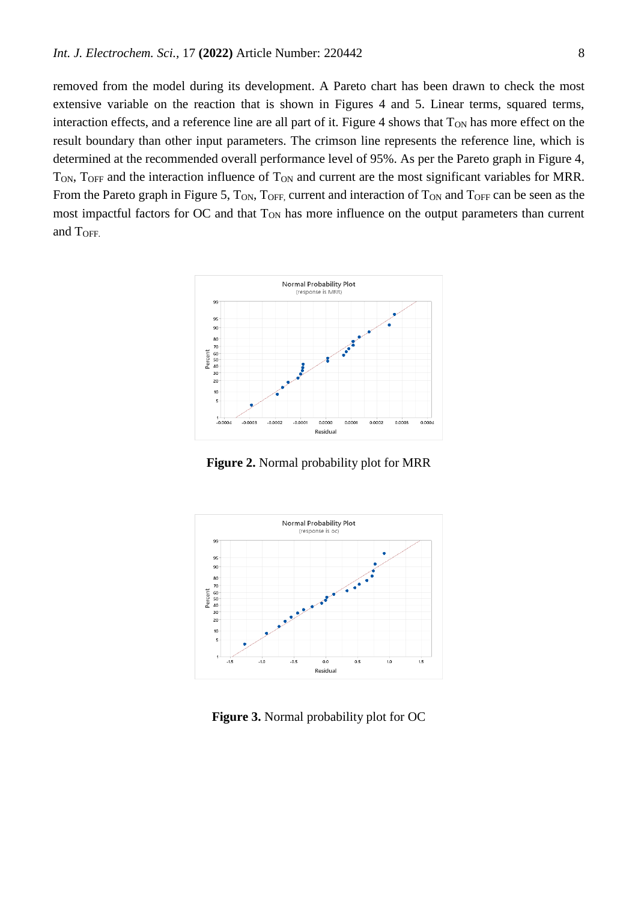removed from the model during its development. A Pareto chart has been drawn to check the most extensive variable on the reaction that is shown in Figures 4 and 5. Linear terms, squared terms, interaction effects, and a reference line are all part of it. Figure 4 shows that $T_{ON}$ has more effect on the result boundary than other input parameters. The crimson line represents the reference line, which is determined at the recommended overall performance level of 95%. As per the Pareto graph in Figure 4, $T_{ON}$, $T_{OFF}$ and the interaction influence of $T_{ON}$ and current are the most significant variables for MRR. From the Pareto graph in Figure 5, $T_{ON}$, $T_{OFF,}$ current and interaction of $T_{ON}$ and $T_{OFF}$ can be seen as the most impactful factors for OC and that $T_{ON}$ has more influence on the output parameters than current and $T_{OFF.}$

**Figure 2.** Normal probability plot for MRR

**Figure 3.** Normal probability plot for OC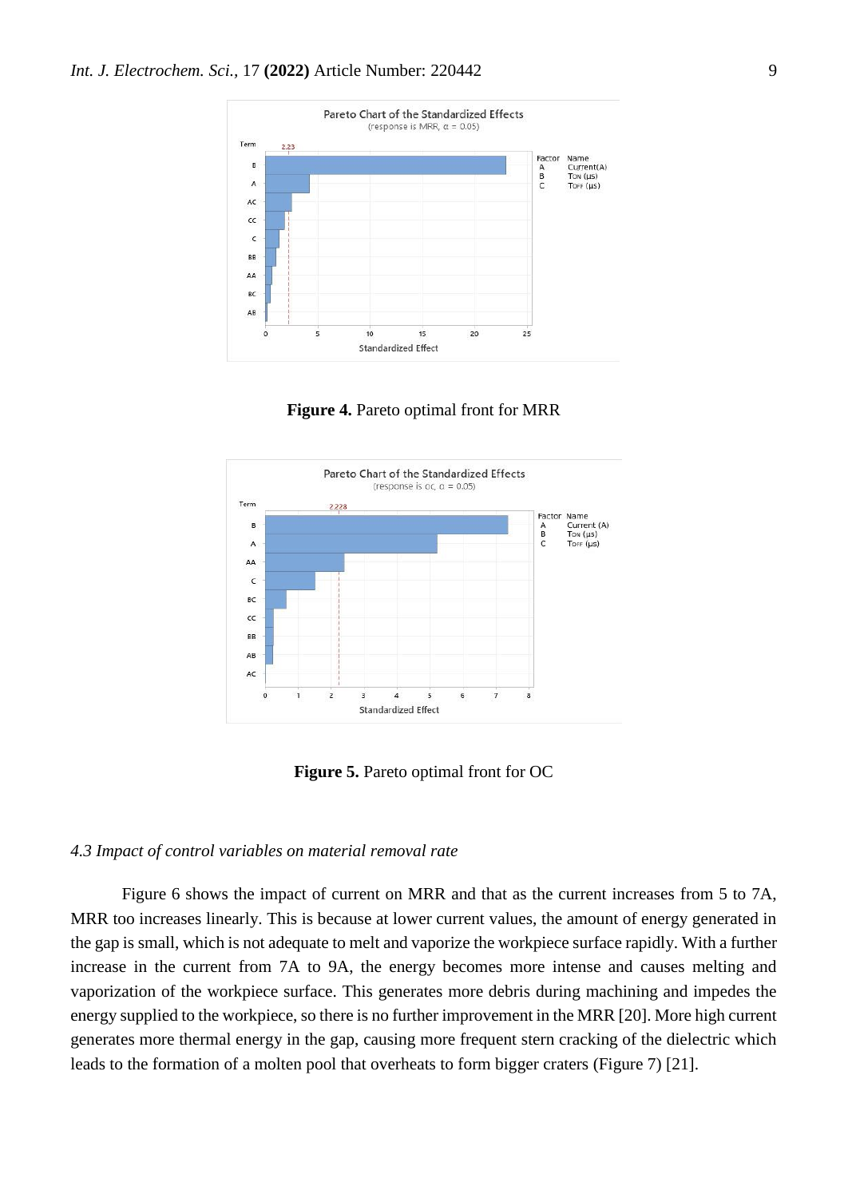**Figure 4.** Pareto optimal front for MRR

**Figure 5.** Pareto optimal front for OC

*4.3 Impact of control variables on material removal rate*

Figure 6 shows the impact of current on MRR and that as the current increases from 5 to 7A, MRR too increases linearly. This is because at lower current values, the amount of energy generated in the gap is small, which is not adequate to melt and vaporize the workpiece surface rapidly. With a further increase in the current from 7A to 9A, the energy becomes more intense and causes melting and vaporization of the workpiece surface. This generates more debris during machining and impedes the energy supplied to the workpiece, so there is no further improvement in the MRR [20]. More high current generates more thermal energy in the gap, causing more frequent stern cracking of the dielectric which leads to the formation of a molten pool that overheats to form bigger craters (Figure 7) [21].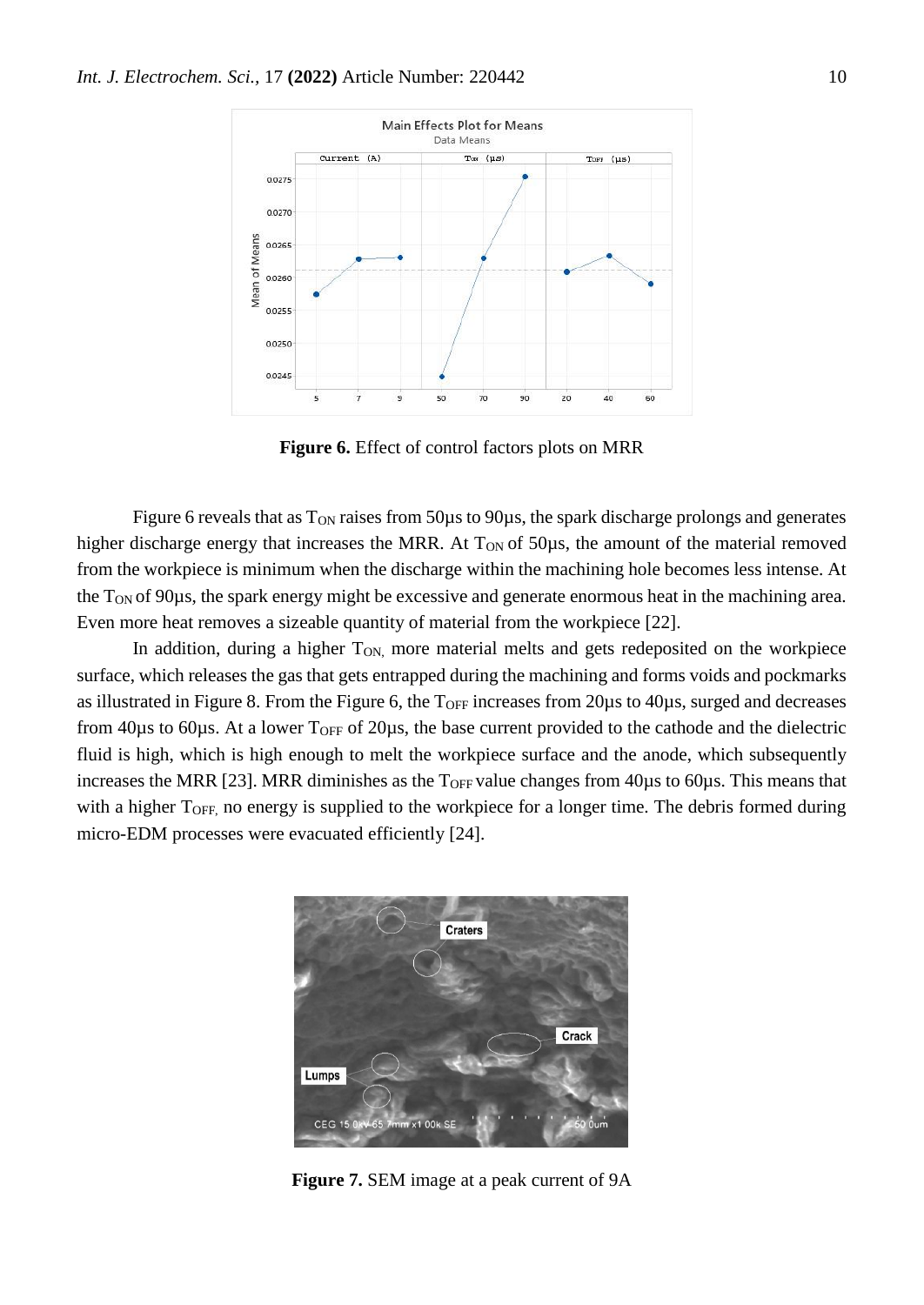**Figure 6.** Effect of control factors plots on MRR

Figure 6 reveals that as $T_{ON}$ raises from 50µs to 90µs, the spark discharge prolongs and generates higher discharge energy that increases the MRR. At $T_{ON}$ of 50µs, the amount of the material removed from the workpiece is minimum when the discharge within the machining hole becomes less intense. At the $T_{ON}$ of 90µs, the spark energy might be excessive and generate enormous heat in the machining area. Even more heat removes a sizeable quantity of material from the workpiece [22].

In addition, during a higher $T_{ON,}$ more material melts and gets redeposited on the workpiece surface, which releases the gas that gets entrapped during the machining and forms voids and pockmarks as illustrated in Figure 8. From the Figure 6, the $T_{OFF}$ increases from 20µs to 40µs, surged and decreases from 40µs to 60µs. At a lower $T_{OFF}$ of 20µs, the base current provided to the cathode and the dielectric fluid is high, which is high enough to melt the workpiece surface and the anode, which subsequently increases the MRR [23]. MRR diminishes as the $T_{OFF}$ value changes from 40µs to 60µs. This means that with a higher $T_{OFF,}$ no energy is supplied to the workpiece for a longer time. The debris formed during micro-EDM processes were evacuated efficiently [24].

**Figure 7.** SEM image at a peak current of 9A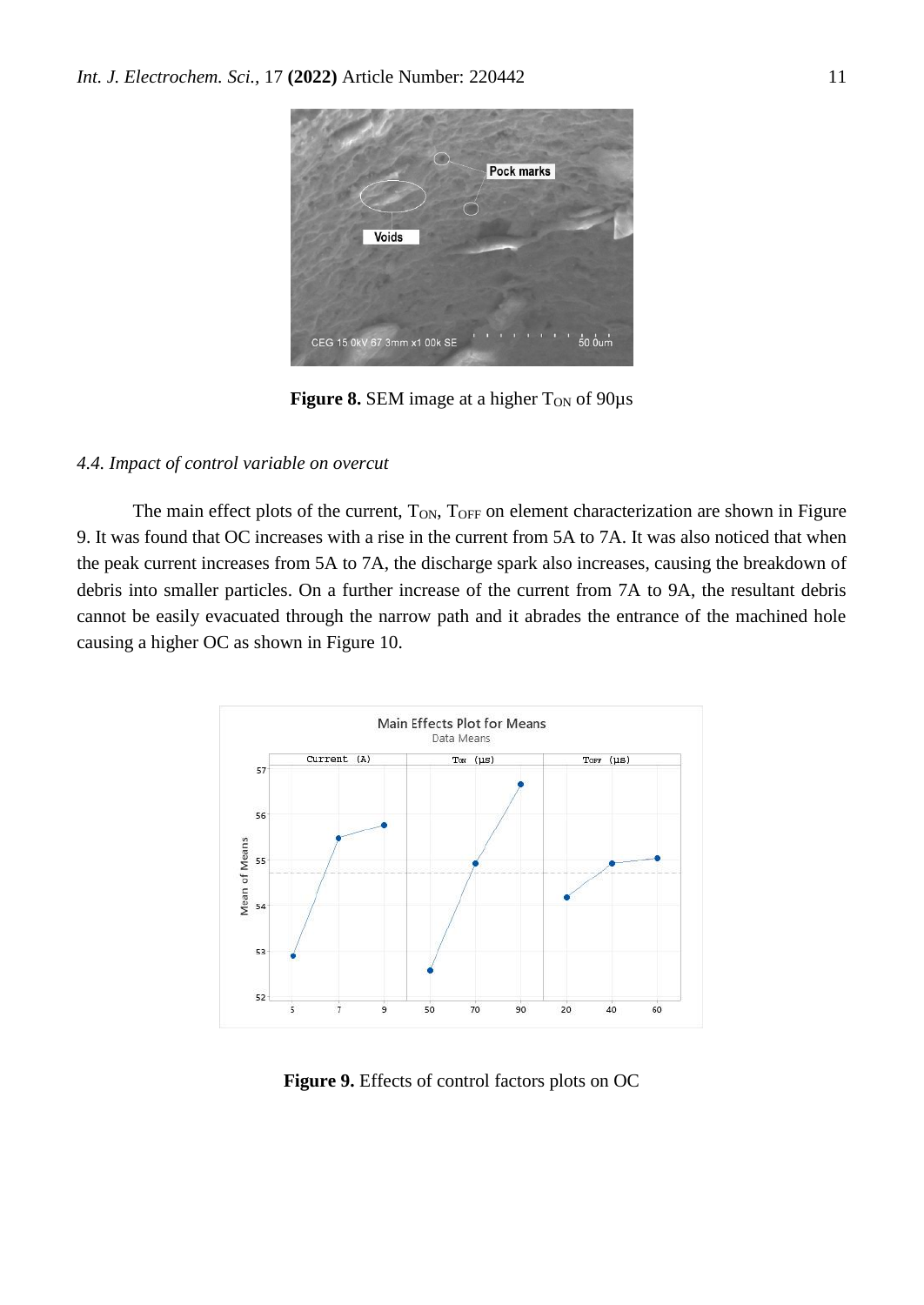**Figure 8.** SEM image at a higher $T_{ON}$ of 90µs

### *4.4. Impact of control variable on overcut*

The main effect plots of the current, $T_{ON}$, $T_{OFF}$ on element characterization are shown in Figure 9. It was found that OC increases with a rise in the current from 5A to 7A. It was also noticed that when the peak current increases from 5A to 7A, the discharge spark also increases, causing the breakdown of debris into smaller particles. On a further increase of the current from 7A to 9A, the resultant debris cannot be easily evacuated through the narrow path and it abrades the entrance of the machined hole causing a higher OC as shown in Figure 10.

**Figure 9.** Effects of control factors plots on OC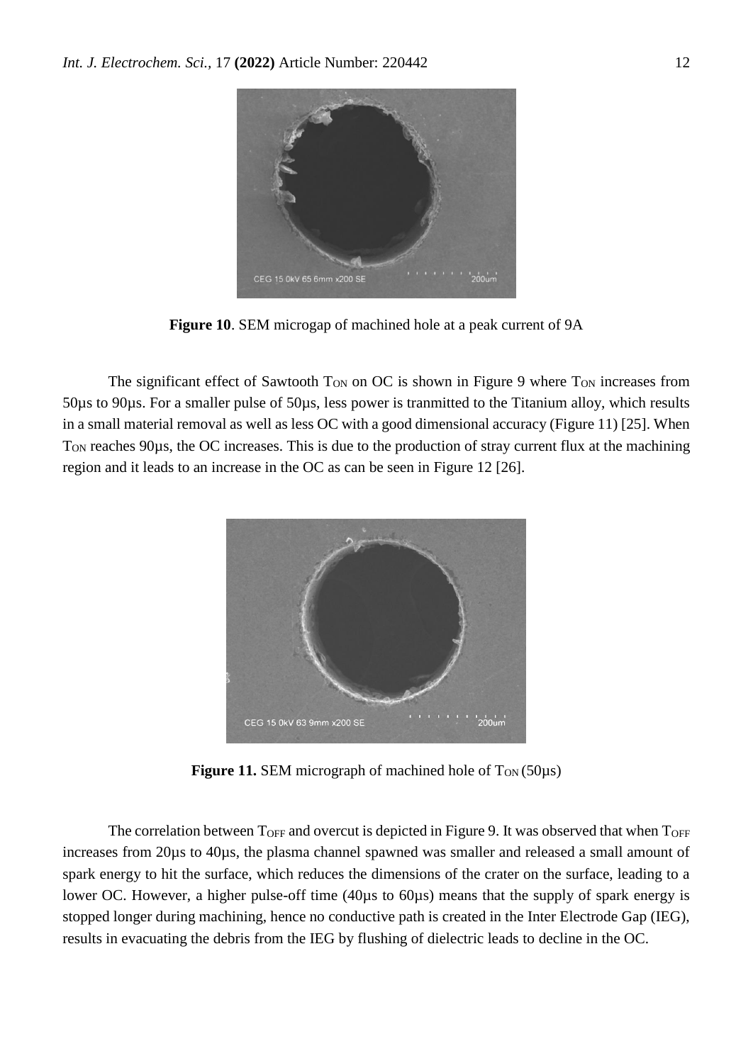**Figure 10**. SEM microgap of machined hole at a peak current of 9A

The significant effect of Sawtooth $T_{ON}$ on OC is shown in Figure 9 where $T_{ON}$ increases from 50µs to 90µs. For a smaller pulse of 50µs, less power is tranmitted to the Titanium alloy, which results in a small material removal as well as less OC with a good dimensional accuracy (Figure 11) [25]. When $T_{ON}$ reaches 90µs, the OC increases. This is due to the production of stray current flux at the machining region and it leads to an increase in the OC as can be seen in Figure 12 [26].

**Figure 11.** SEM micrograph of machined hole of $T_{ON}$ (50µs)

The correlation between $T_{OFF}$ and overcut is depicted in Figure 9. It was observed that when $T_{OFF}$ increases from 20µs to 40µs, the plasma channel spawned was smaller and released a small amount of spark energy to hit the surface, which reduces the dimensions of the crater on the surface, leading to a lower OC. However, a higher pulse-off time (40µs to 60µs) means that the supply of spark energy is stopped longer during machining, hence no conductive path is created in the Inter Electrode Gap (IEG), results in evacuating the debris from the IEG by flushing of dielectric leads to decline in the OC.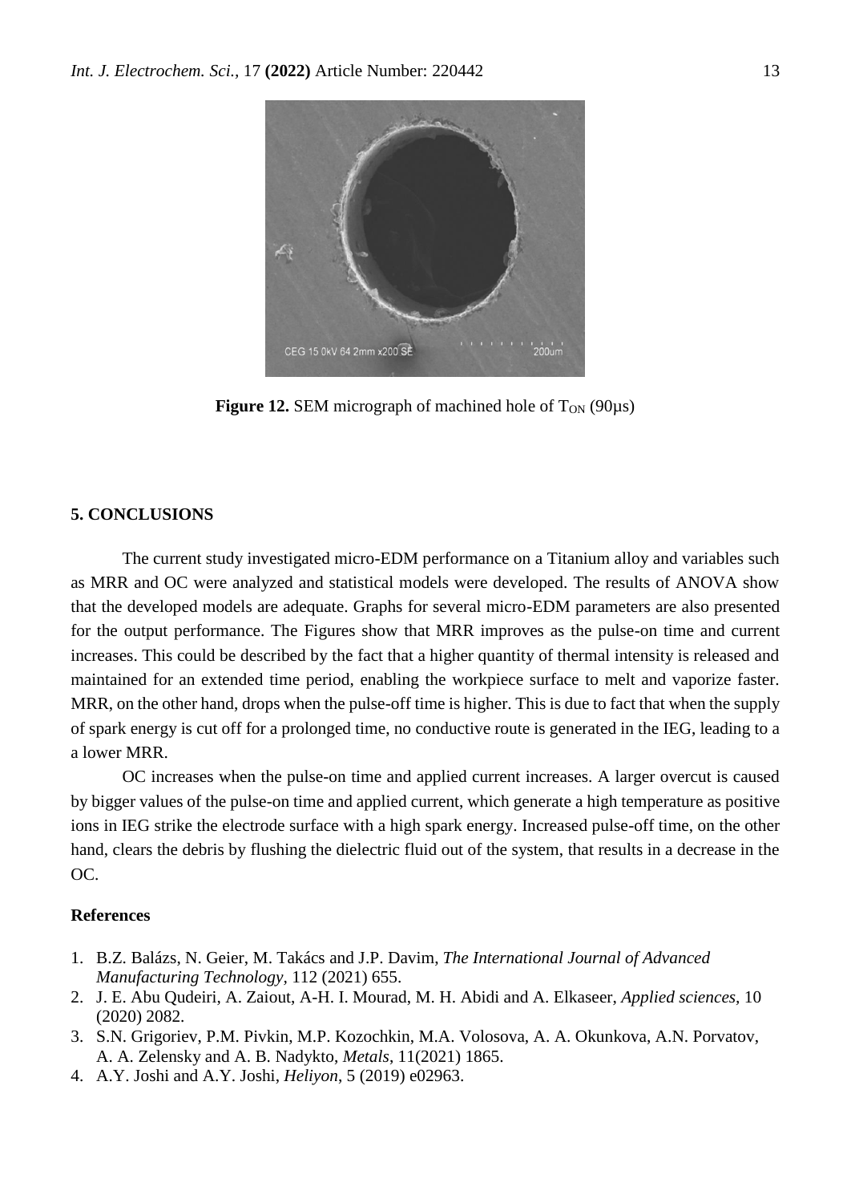**Figure 12.** SEM micrograph of machined hole of $T_{ON}$ (90µs)

## 5. CONCLUSIONS

The current study investigated micro-EDM performance on a Titanium alloy and variables such as MRR and OC were analyzed and statistical models were developed. The results of ANOVA show that the developed models are adequate. Graphs for several micro-EDM parameters are also presented for the output performance. The Figures show that MRR improves as the pulse-on time and current increases. This could be described by the fact that a higher quantity of thermal intensity is released and maintained for an extended time period, enabling the workpiece surface to melt and vaporize faster. MRR, on the other hand, drops when the pulse-off time is higher. This is due to fact that when the supply of spark energy is cut off for a prolonged time, no conductive route is generated in the IEG, leading to a a lower MRR.

OC increases when the pulse-on time and applied current increases. A larger overcut is caused by bigger values of the pulse-on time and applied current, which generate a high temperature as positive ions in IEG strike the electrode surface with a high spark energy. Increased pulse-off time, on the other hand, clears the debris by flushing the dielectric fluid out of the system, that results in a decrease in the OC.

## References

1. B.Z. Balázs, N. Geier, M. Takács and J.P. Davim, *The International Journal of Advanced Manufacturing Technology*, 112 (2021) 655.
2. J. E. Abu Qudeiri, A. Zaiout, A-H. I. Mourad, M. H. Abidi and A. Elkaseer, *Applied sciences*, 10 (2020) 2082.
3. S.N. Grigoriev, P.M. Pivkin, M.P. Kozochkin, M.A. Volosova, A. A. Okunkova, A.N. Porvatov, A. A. Zelensky and A. B. Nadykto, *Metals*, 11(2021) 1865.
4. A.Y. Joshi and A.Y. Joshi, *Heliyon*, 5 (2019) e02963.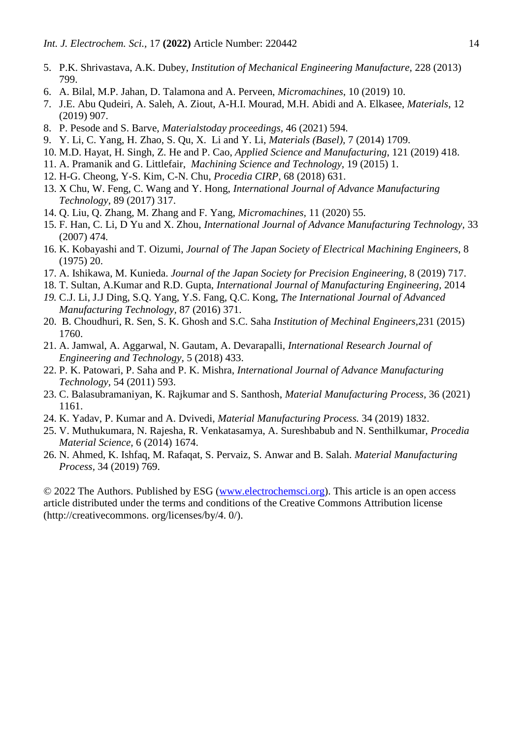5. P.K. Shrivastava, A.K. Dubey, *Institution of Mechanical Engineering Manufacture*, 228 (2013) 799.
6. A. Bilal, M.P. Jahan, D. Talamona and A. Perveen, *Micromachines*, 10 (2019) 10.
7. J.E. Abu Qudeiri, A. Saleh, A. Ziout, A-H.I. Mourad, M.H. Abidi and A. Elkasee, *Materials*, 12 (2019) 907.
8. P. Pesode and S. Barve, *Materialstoday proceedings*, 46 (2021) 594.
9. Y. Li, C. Yang, H. Zhao, S. Qu, X. Li and Y. Li, *Materials (Basel)*, 7 (2014) 1709.
10. M.D. Hayat, H. Singh, Z. He and P. Cao, *Applied Science and Manufacturing*, 121 (2019) 418.
11. A. Pramanik and G. Littlefair, *Machining Science and Technology*, 19 (2015) 1.
12. H-G. Cheong, Y-S. Kim, C-N. Chu, *Procedia CIRP,* 68 (2018) 631.
13. X Chu, W. Feng, C. Wang and Y. Hong, *International Journal of Advance Manufacturing Technology,* 89 (2017) 317.
14. Q. Liu, Q. Zhang, M. Zhang and F. Yang, *Micromachines,* 11 (2020) 55.
15. F. Han, C. Li, D Yu and X. Zhou, *International Journal of Advance Manufacturing Technology,* 33 (2007) 474.
16. K. Kobayashi and T. Oizumi, *Journal of The Japan Society of Electrical Machining Engineers*, 8 (1975) 20.
17. A. Ishikawa, M. Kunieda. *Journal of the Japan Society for Precision Engineering,* 8 (2019) 717.
18. T. Sultan, A.Kumar and R.D. Gupta, *International Journal of Manufacturing Engineering,* 2014
19. C.J. Li, J.J Ding, S.Q. Yang, Y.S. Fang, Q.C. Kong, *The International Journal of Advanced Manufacturing Technology,* 87 (2016) 371.
20. B. Choudhuri, R. Sen, S. K. Ghosh and S.C. Saha *Institution of Mechinal Engineers,*231 (2015) 1760.
21. A. Jamwal, A. Aggarwal, N. Gautam, A. Devarapalli, *International Research Journal of Engineering and Technology,* 5 (2018) 433.
22. P. K. Patowari, P. Saha and P. K. Mishra, *International Journal of Advance Manufacturing Technology,* 54 (2011) 593.
23. C. Balasubramaniyan, K. Rajkumar and S. Santhosh, *Material Manufacturing Process,* 36 (2021) 1161.
24. K. Yadav, P. Kumar and A. Dvivedi, *Material Manufacturing Process.* 34 (2019) 1832.
25. V. Muthukumara, N. Rajesha, R. Venkatasamya, A. Sureshbabub and N. Senthilkumar, *Procedia Material Science,* 6 (2014) 1674.
26. N. Ahmed, K. Ishfaq, M. Rafaqat, S. Pervaiz, S. Anwar and B. Salah. *Material Manufacturing Process,* 34 (2019) 769.

© 2022 The Authors. Published by ESG (www.electrochemsci.org). This article is an open access article distributed under the terms and conditions of the Creative Commons Attribution license (http://creativecommons. org/licenses/by/4. 0/).